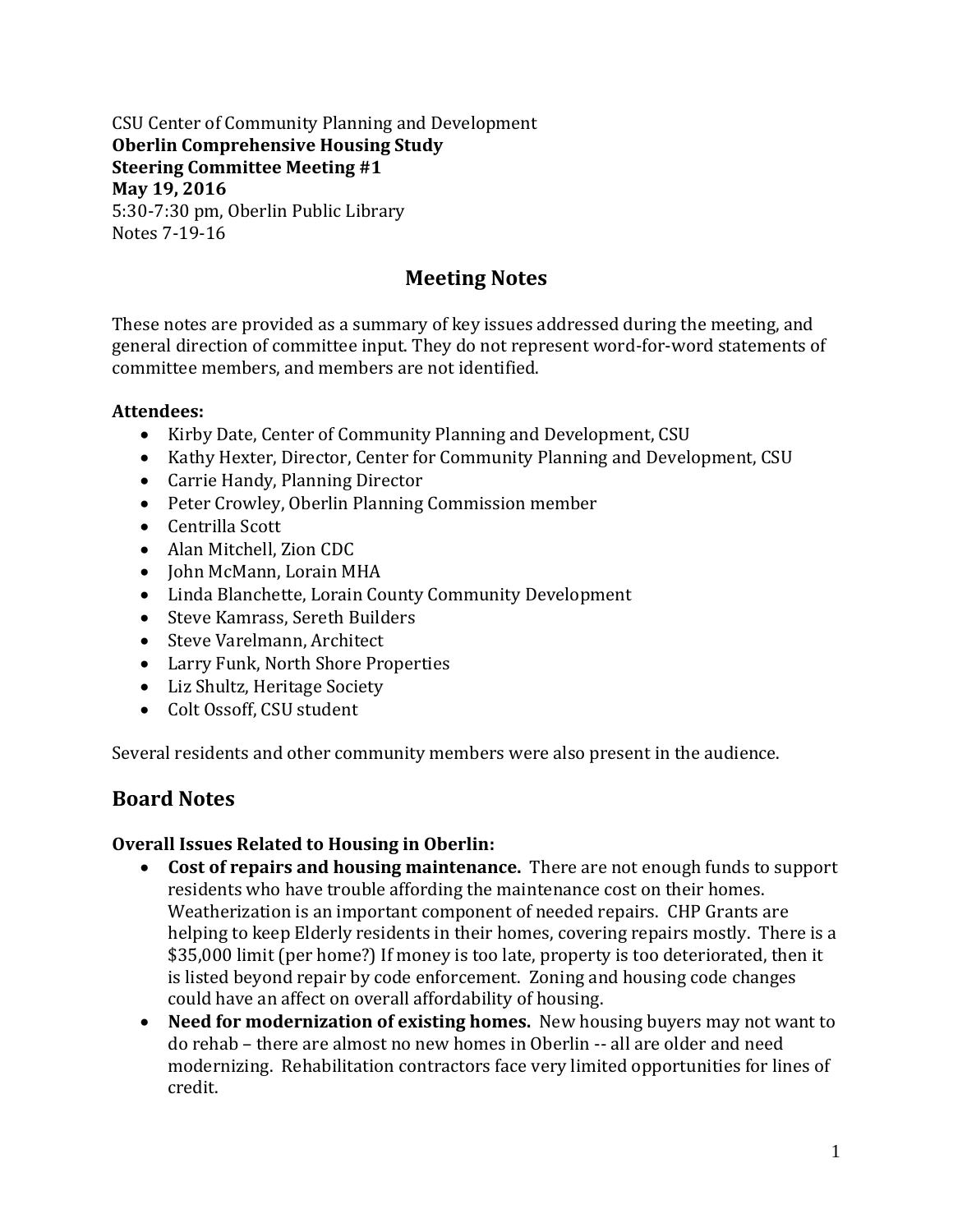CSU Center of Community Planning and Development
**Oberlin Comprehensive Housing Study**
**Steering Committee Meeting #1**
**May 19, 2016**
5:30-7:30 pm, Oberlin Public Library
Notes 7-19-16

# Meeting Notes

These notes are provided as a summary of key issues addressed during the meeting, and general direction of committee input. They do not represent word-for-word statements of committee members, and members are not identified.

**Attendees:**

- Kirby Date, Center of Community Planning and Development, CSU
- Kathy Hexter, Director, Center for Community Planning and Development, CSU
- Carrie Handy, Planning Director
- Peter Crowley, Oberlin Planning Commission member
- Centrilla Scott
- Alan Mitchell, Zion CDC
- John McMann, Lorain MHA
- Linda Blanchette, Lorain County Community Development
- Steve Kamrass, Sereth Builders
- Steve Varelmann, Architect
- Larry Funk, North Shore Properties
- Liz Shultz, Heritage Society
- Colt Ossoff, CSU student

Several residents and other community members were also present in the audience.

## Board Notes

**Overall Issues Related to Housing in Oberlin:**

- **Cost of repairs and housing maintenance.** There are not enough funds to support residents who have trouble affording the maintenance cost on their homes. Weatherization is an important component of needed repairs. CHP Grants are helping to keep Elderly residents in their homes, covering repairs mostly. There is a $35,000 limit (per home?) If money is too late, property is too deteriorated, then it is listed beyond repair by code enforcement. Zoning and housing code changes could have an affect on overall affordability of housing.
- **Need for modernization of existing homes.** New housing buyers may not want to do rehab – there are almost no new homes in Oberlin -- all are older and need modernizing. Rehabilitation contractors face very limited opportunities for lines of credit.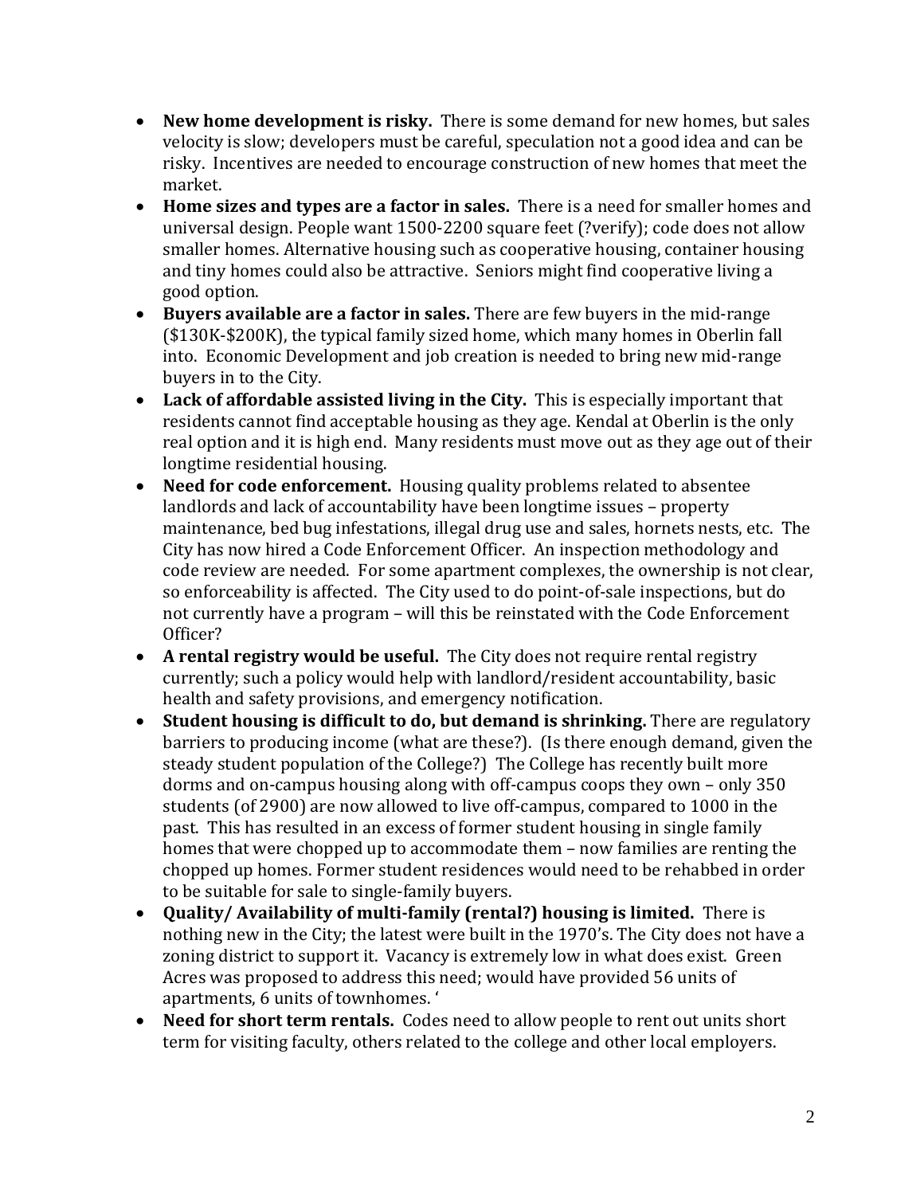- **New home development is risky.** There is some demand for new homes, but sales velocity is slow; developers must be careful, speculation not a good idea and can be risky. Incentives are needed to encourage construction of new homes that meet the market.
- **Home sizes and types are a factor in sales.** There is a need for smaller homes and universal design. People want 1500-2200 square feet (?verify); code does not allow smaller homes. Alternative housing such as cooperative housing, container housing and tiny homes could also be attractive. Seniors might find cooperative living a good option.
- **Buyers available are a factor in sales.** There are few buyers in the mid-range ($130K-$200K), the typical family sized home, which many homes in Oberlin fall into. Economic Development and job creation is needed to bring new mid-range buyers in to the City.
- **Lack of affordable assisted living in the City.** This is especially important that residents cannot find acceptable housing as they age. Kendal at Oberlin is the only real option and it is high end. Many residents must move out as they age out of their longtime residential housing.
- **Need for code enforcement.** Housing quality problems related to absentee landlords and lack of accountability have been longtime issues – property maintenance, bed bug infestations, illegal drug use and sales, hornets nests, etc. The City has now hired a Code Enforcement Officer. An inspection methodology and code review are needed. For some apartment complexes, the ownership is not clear, so enforceability is affected. The City used to do point-of-sale inspections, but do not currently have a program – will this be reinstated with the Code Enforcement Officer?
- **A rental registry would be useful.** The City does not require rental registry currently; such a policy would help with landlord/resident accountability, basic health and safety provisions, and emergency notification.
- **Student housing is difficult to do, but demand is shrinking.** There are regulatory barriers to producing income (what are these?). (Is there enough demand, given the steady student population of the College?) The College has recently built more dorms and on-campus housing along with off-campus coops they own – only 350 students (of 2900) are now allowed to live off-campus, compared to 1000 in the past. This has resulted in an excess of former student housing in single family homes that were chopped up to accommodate them – now families are renting the chopped up homes. Former student residences would need to be rehabbed in order to be suitable for sale to single-family buyers.
- **Quality/ Availability of multi-family (rental?) housing is limited.** There is nothing new in the City; the latest were built in the 1970's. The City does not have a zoning district to support it. Vacancy is extremely low in what does exist. Green Acres was proposed to address this need; would have provided 56 units of apartments, 6 units of townhomes. '
- **Need for short term rentals.** Codes need to allow people to rent out units short term for visiting faculty, others related to the college and other local employers.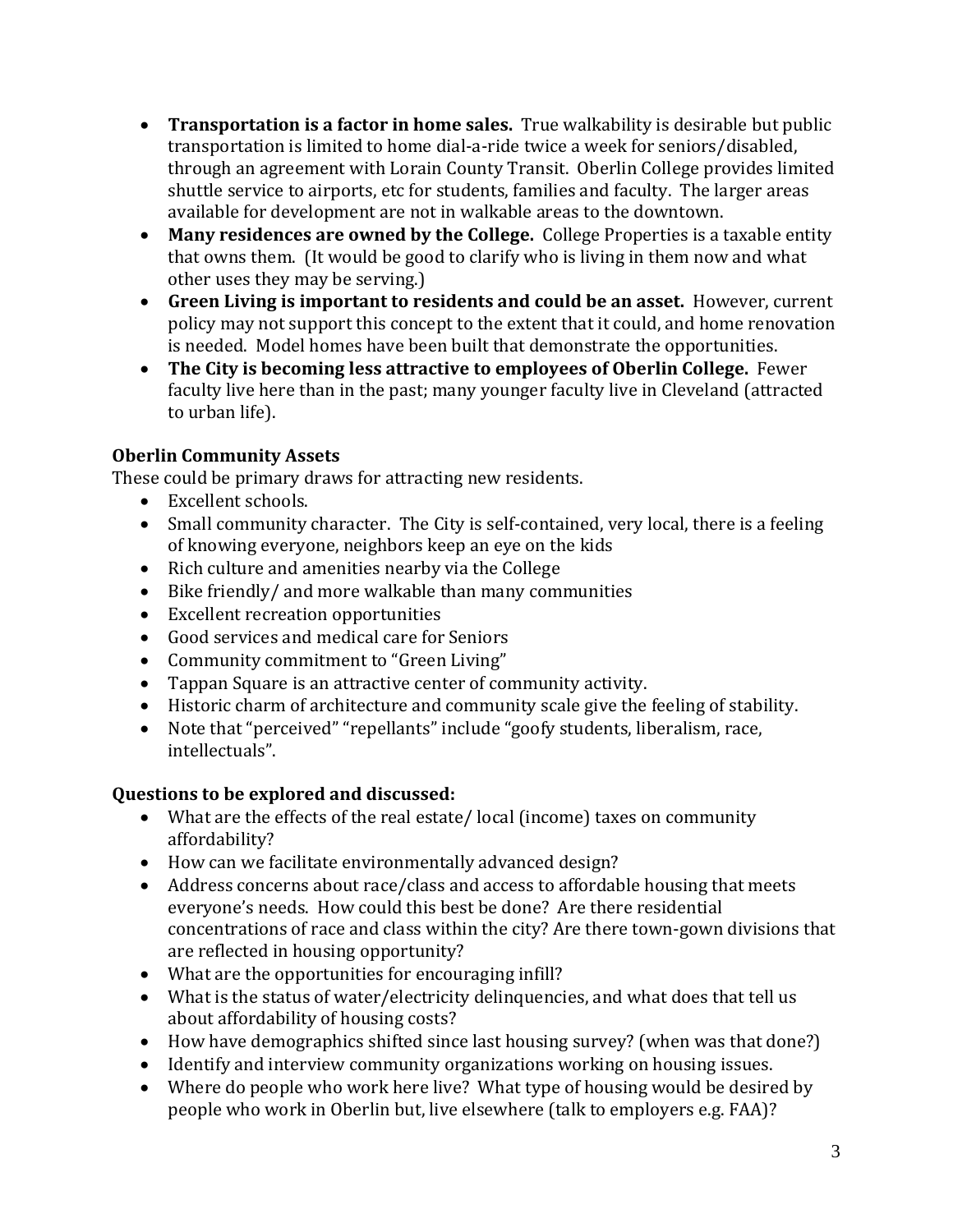- **Transportation is a factor in home sales.** True walkability is desirable but public transportation is limited to home dial-a-ride twice a week for seniors/disabled, through an agreement with Lorain County Transit. Oberlin College provides limited shuttle service to airports, etc for students, families and faculty. The larger areas available for development are not in walkable areas to the downtown.
- **Many residences are owned by the College.** College Properties is a taxable entity that owns them. (It would be good to clarify who is living in them now and what other uses they may be serving.)
- **Green Living is important to residents and could be an asset.** However, current policy may not support this concept to the extent that it could, and home renovation is needed. Model homes have been built that demonstrate the opportunities.
- **The City is becoming less attractive to employees of Oberlin College.** Fewer faculty live here than in the past; many younger faculty live in Cleveland (attracted to urban life).

**Oberlin Community Assets**

These could be primary draws for attracting new residents.

- Excellent schools.
- Small community character. The City is self-contained, very local, there is a feeling of knowing everyone, neighbors keep an eye on the kids
- Rich culture and amenities nearby via the College
- Bike friendly/ and more walkable than many communities
- Excellent recreation opportunities
- Good services and medical care for Seniors
- Community commitment to "Green Living"
- Tappan Square is an attractive center of community activity.
- Historic charm of architecture and community scale give the feeling of stability.
- Note that "perceived" "repellants" include "goofy students, liberalism, race, intellectuals".

**Questions to be explored and discussed:**

- What are the effects of the real estate/ local (income) taxes on community affordability?
- How can we facilitate environmentally advanced design?
- Address concerns about race/class and access to affordable housing that meets everyone's needs. How could this best be done? Are there residential concentrations of race and class within the city? Are there town-gown divisions that are reflected in housing opportunity?
- What are the opportunities for encouraging infill?
- What is the status of water/electricity delinquencies, and what does that tell us about affordability of housing costs?
- How have demographics shifted since last housing survey? (when was that done?)
- Identify and interview community organizations working on housing issues.
- Where do people who work here live? What type of housing would be desired by people who work in Oberlin but, live elsewhere (talk to employers e.g. FAA)?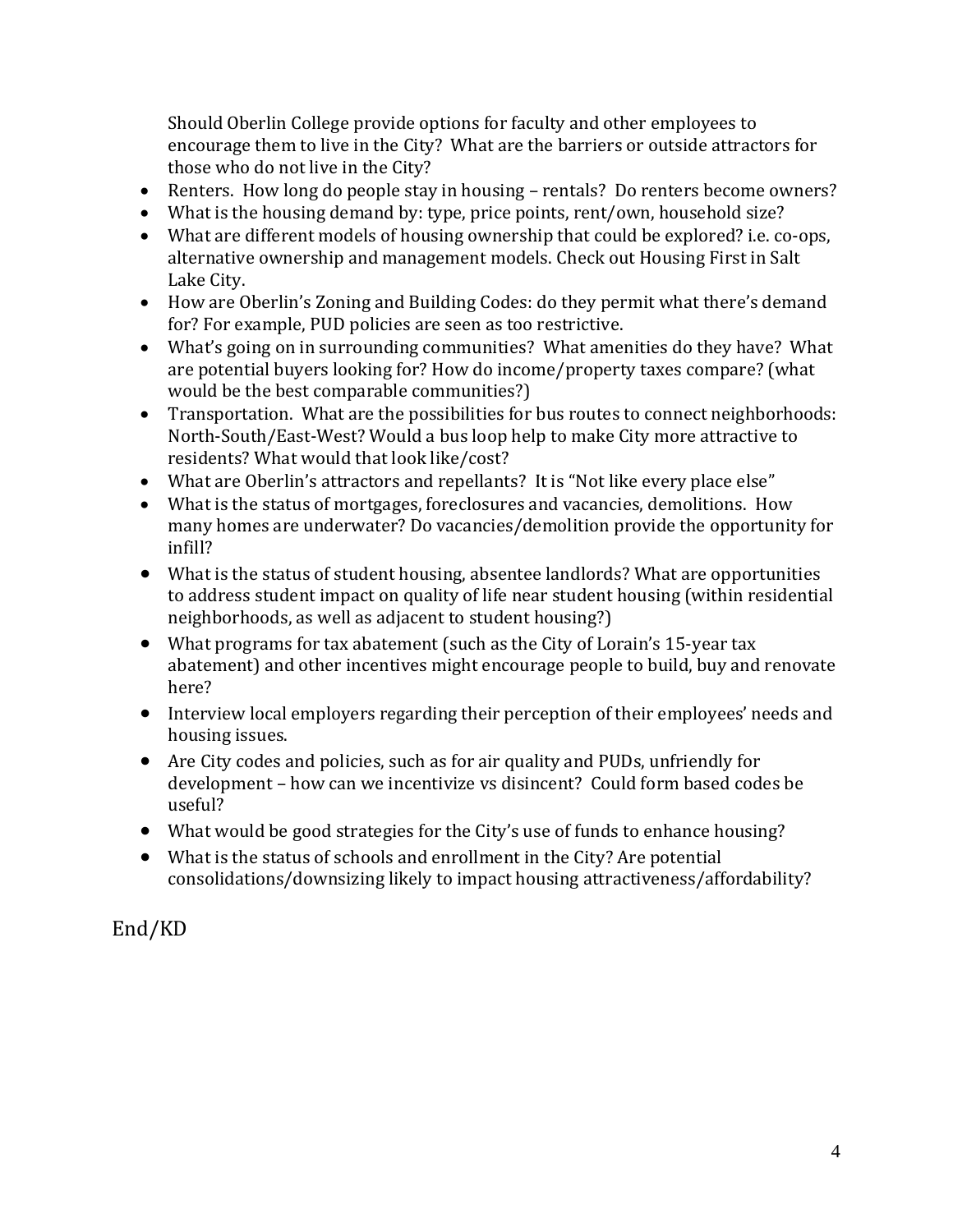Should Oberlin College provide options for faculty and other employees to encourage them to live in the City? What are the barriers or outside attractors for those who do not live in the City?

- Renters. How long do people stay in housing – rentals? Do renters become owners?
- What is the housing demand by: type, price points, rent/own, household size?
- What are different models of housing ownership that could be explored? i.e. co-ops, alternative ownership and management models. Check out Housing First in Salt Lake City.
- How are Oberlin's Zoning and Building Codes: do they permit what there's demand for? For example, PUD policies are seen as too restrictive.
- What's going on in surrounding communities? What amenities do they have? What are potential buyers looking for? How do income/property taxes compare? (what would be the best comparable communities?)
- Transportation. What are the possibilities for bus routes to connect neighborhoods: North-South/East-West? Would a bus loop help to make City more attractive to residents? What would that look like/cost?
- What are Oberlin's attractors and repellants? It is "Not like every place else"
- What is the status of mortgages, foreclosures and vacancies, demolitions. How many homes are underwater? Do vacancies/demolition provide the opportunity for infill?
- What is the status of student housing, absentee landlords? What are opportunities to address student impact on quality of life near student housing (within residential neighborhoods, as well as adjacent to student housing?)
- What programs for tax abatement (such as the City of Lorain's 15-year tax abatement) and other incentives might encourage people to build, buy and renovate here?
- Interview local employers regarding their perception of their employees' needs and housing issues.
- Are City codes and policies, such as for air quality and PUDs, unfriendly for development – how can we incentivize vs disincent? Could form based codes be useful?
- What would be good strategies for the City's use of funds to enhance housing?
- What is the status of schools and enrollment in the City? Are potential consolidations/downsizing likely to impact housing attractiveness/affordability?

End/KD